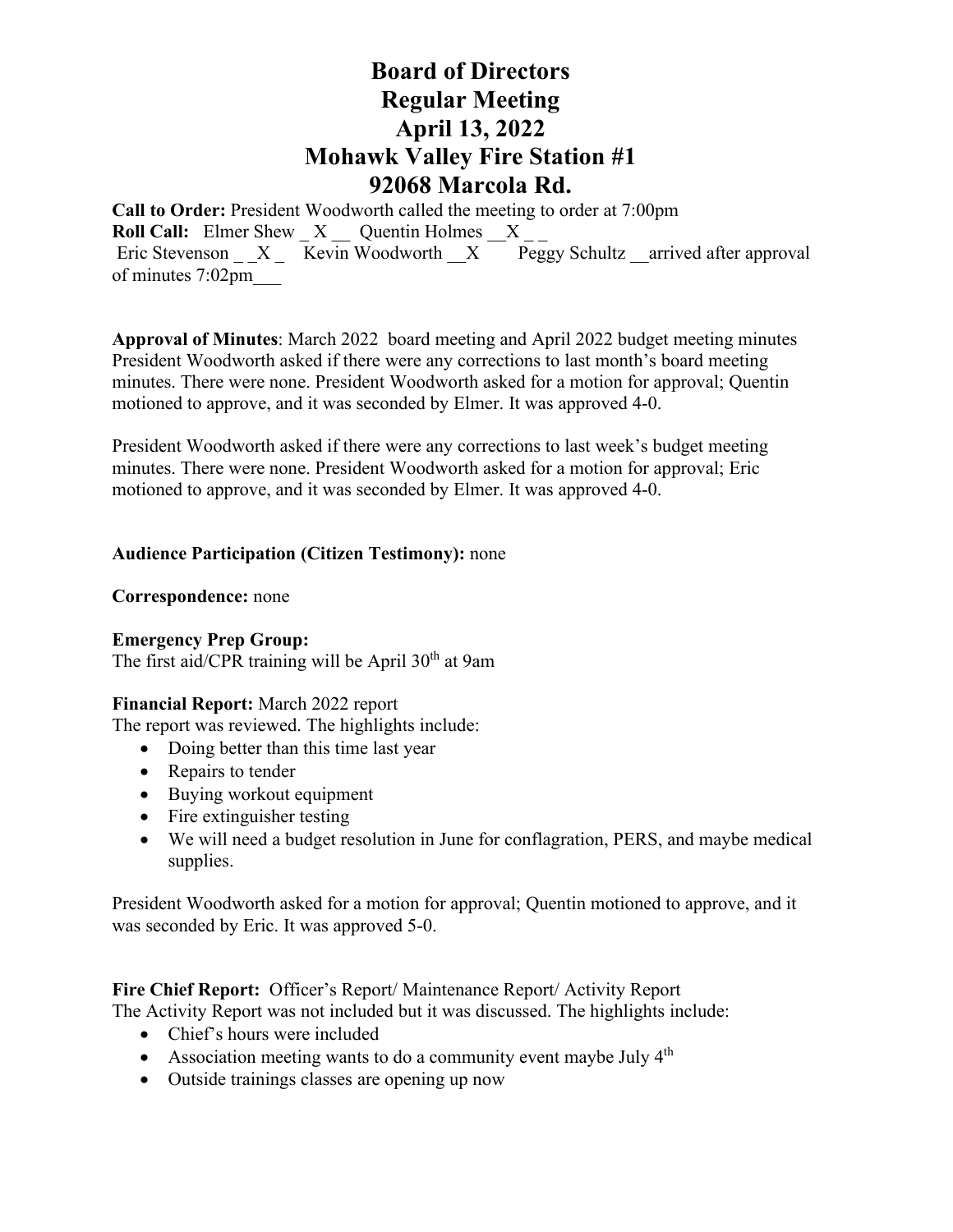# Board of Directors
# Regular Meeting
# April 13, 2022
# Mohawk Valley Fire Station #1
# 92068 Marcola Rd.

**Call to Order:** President Woodworth called the meeting to order at 7:00pm
**Roll Call:** Elmer Shew _ X __ Quentin Holmes __X _ _
Eric Stevenson _ _X _ Kevin Woodworth __X Peggy Schultz __arrived after approval of minutes 7:02pm___

**Approval of Minutes**: March 2022 board meeting and April 2022 budget meeting minutes
President Woodworth asked if there were any corrections to last month's board meeting minutes. There were none. President Woodworth asked for a motion for approval; Quentin motioned to approve, and it was seconded by Elmer. It was approved 4-0.

President Woodworth asked if there were any corrections to last week's budget meeting minutes. There were none. President Woodworth asked for a motion for approval; Eric motioned to approve, and it was seconded by Elmer. It was approved 4-0.

**Audience Participation (Citizen Testimony):** none

**Correspondence:** none

**Emergency Prep Group:**
The first aid/CPR training will be April 30th at 9am

**Financial Report:** March 2022 report
The report was reviewed. The highlights include:

- Doing better than this time last year
- Repairs to tender
- Buying workout equipment
- Fire extinguisher testing
- We will need a budget resolution in June for conflagration, PERS, and maybe medical supplies.

President Woodworth asked for a motion for approval; Quentin motioned to approve, and it was seconded by Eric. It was approved 5-0.

**Fire Chief Report:** Officer's Report/ Maintenance Report/ Activity Report
The Activity Report was not included but it was discussed. The highlights include:

- Chief's hours were included
- Association meeting wants to do a community event maybe July 4th
- Outside trainings classes are opening up now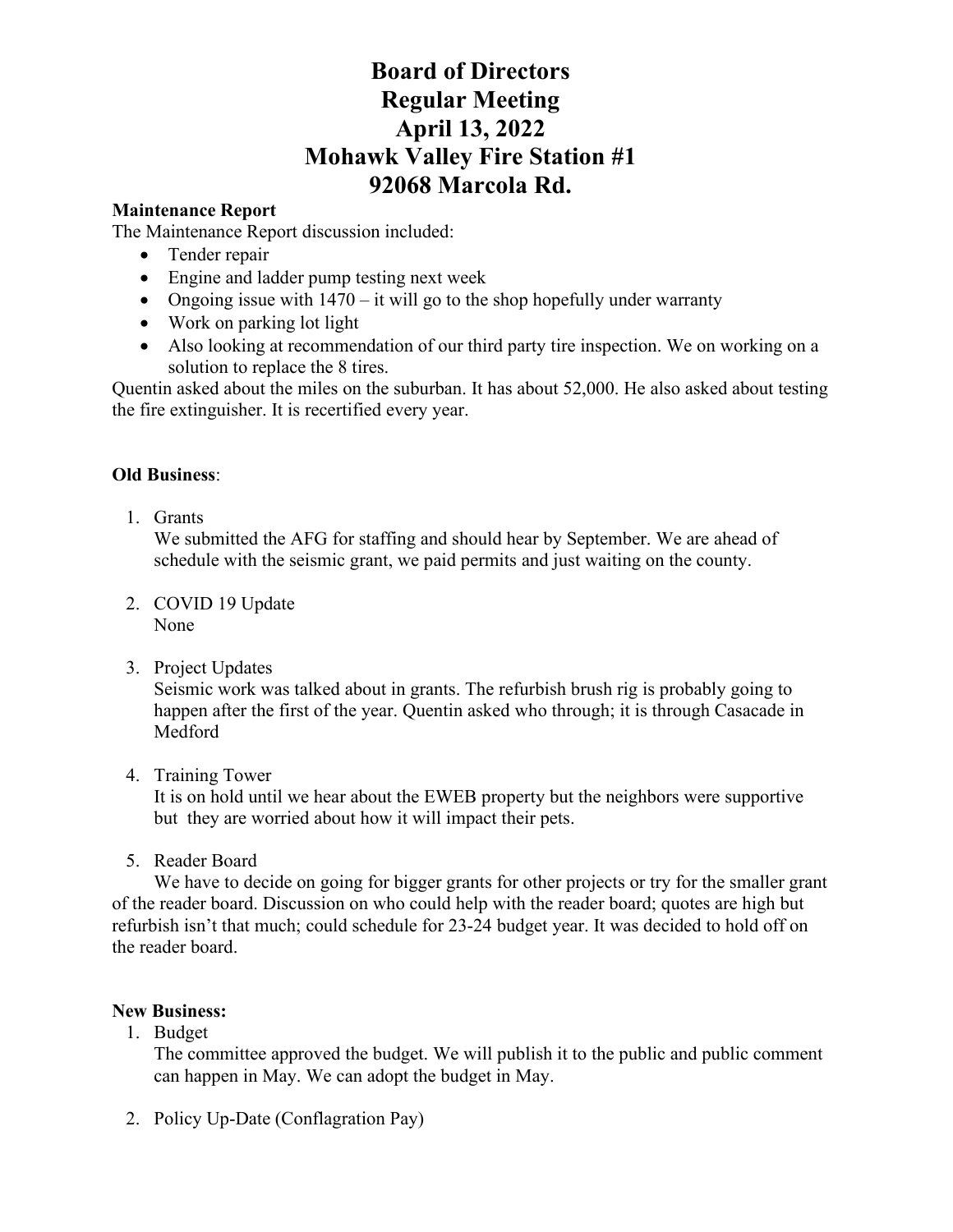# Board of Directors
# Regular Meeting
# April 13, 2022
# Mohawk Valley Fire Station #1
# 92068 Marcola Rd.

**Maintenance Report**

The Maintenance Report discussion included:

- Tender repair
- Engine and ladder pump testing next week
- Ongoing issue with 1470 – it will go to the shop hopefully under warranty
- Work on parking lot light
- Also looking at recommendation of our third party tire inspection. We on working on a solution to replace the 8 tires.

Quentin asked about the miles on the suburban. It has about 52,000. He also asked about testing the fire extinguisher. It is recertified every year.

**Old Business**:

1. Grants
   We submitted the AFG for staffing and should hear by September. We are ahead of schedule with the seismic grant, we paid permits and just waiting on the county.

2. COVID 19 Update
   None

3. Project Updates
   Seismic work was talked about in grants. The refurbish brush rig is probably going to happen after the first of the year. Quentin asked who through; it is through Casacade in Medford

4. Training Tower
   It is on hold until we hear about the EWEB property but the neighbors were supportive but they are worried about how it will impact their pets.

5. Reader Board
   We have to decide on going for bigger grants for other projects or try for the smaller grant of the reader board. Discussion on who could help with the reader board; quotes are high but refurbish isn't that much; could schedule for 23-24 budget year. It was decided to hold off on the reader board.

**New Business:**

1. Budget
   The committee approved the budget. We will publish it to the public and public comment can happen in May. We can adopt the budget in May.

2. Policy Up-Date (Conflagration Pay)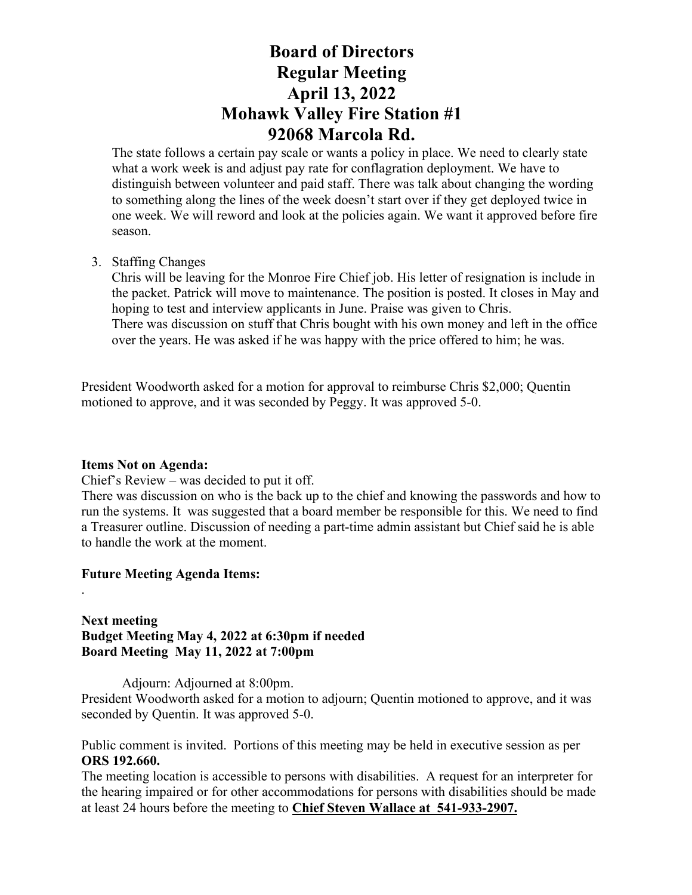# Board of Directors
# Regular Meeting
# April 13, 2022
# Mohawk Valley Fire Station #1
# 92068 Marcola Rd.

The state follows a certain pay scale or wants a policy in place. We need to clearly state what a work week is and adjust pay rate for conflagration deployment. We have to distinguish between volunteer and paid staff. There was talk about changing the wording to something along the lines of the week doesn't start over if they get deployed twice in one week. We will reword and look at the policies again. We want it approved before fire season.

3. Staffing Changes
   Chris will be leaving for the Monroe Fire Chief job. His letter of resignation is include in the packet. Patrick will move to maintenance. The position is posted. It closes in May and hoping to test and interview applicants in June. Praise was given to Chris.
   There was discussion on stuff that Chris bought with his own money and left in the office over the years. He was asked if he was happy with the price offered to him; he was.

President Woodworth asked for a motion for approval to reimburse Chris $2,000; Quentin motioned to approve, and it was seconded by Peggy. It was approved 5-0.

**Items Not on Agenda:**

Chief's Review – was decided to put it off.

There was discussion on who is the back up to the chief and knowing the passwords and how to run the systems. It was suggested that a board member be responsible for this. We need to find a Treasurer outline. Discussion of needing a part-time admin assistant but Chief said he is able to handle the work at the moment.

**Future Meeting Agenda Items:**

.

**Next meeting**
**Budget Meeting May 4, 2022 at 6:30pm if needed**
**Board Meeting May 11, 2022 at 7:00pm**

Adjourn: Adjourned at 8:00pm.

President Woodworth asked for a motion to adjourn; Quentin motioned to approve, and it was seconded by Quentin. It was approved 5-0.

Public comment is invited. Portions of this meeting may be held in executive session as per **ORS 192.660.**

The meeting location is accessible to persons with disabilities. A request for an interpreter for the hearing impaired or for other accommodations for persons with disabilities should be made at least 24 hours before the meeting to **Chief Steven Wallace at 541-933-2907.**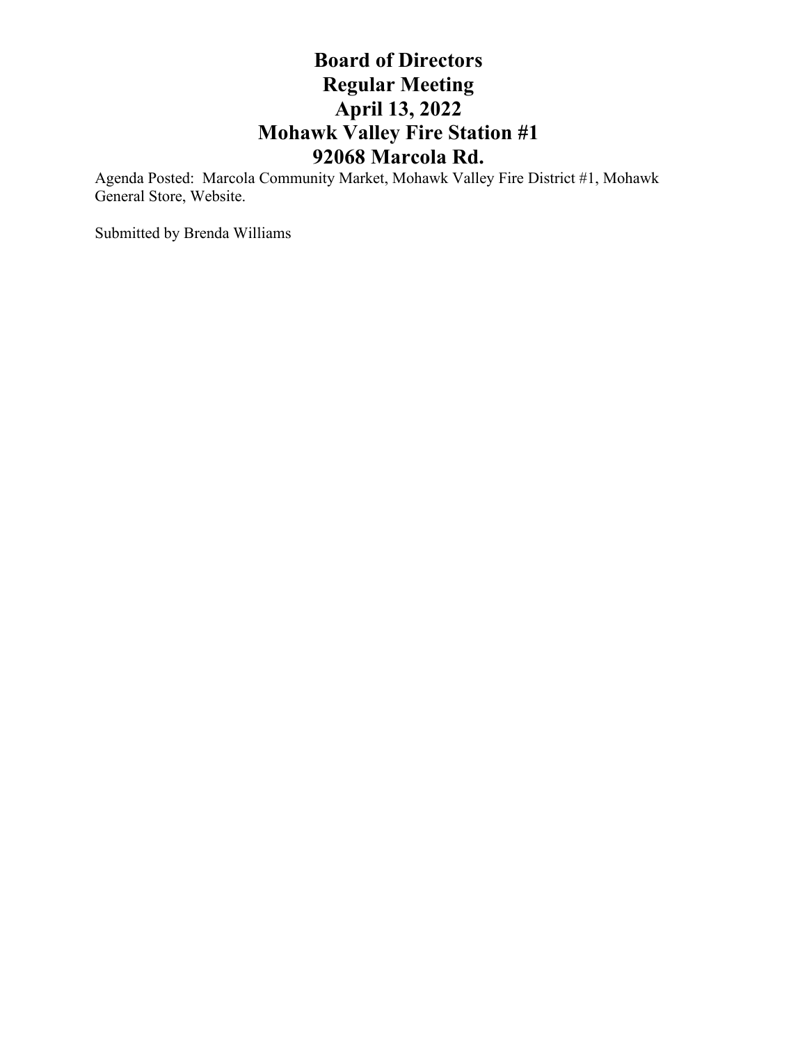# Board of Directors
# Regular Meeting
# April 13, 2022
# Mohawk Valley Fire Station #1
# 92068 Marcola Rd.

Agenda Posted: Marcola Community Market, Mohawk Valley Fire District #1, Mohawk General Store, Website.

Submitted by Brenda Williams